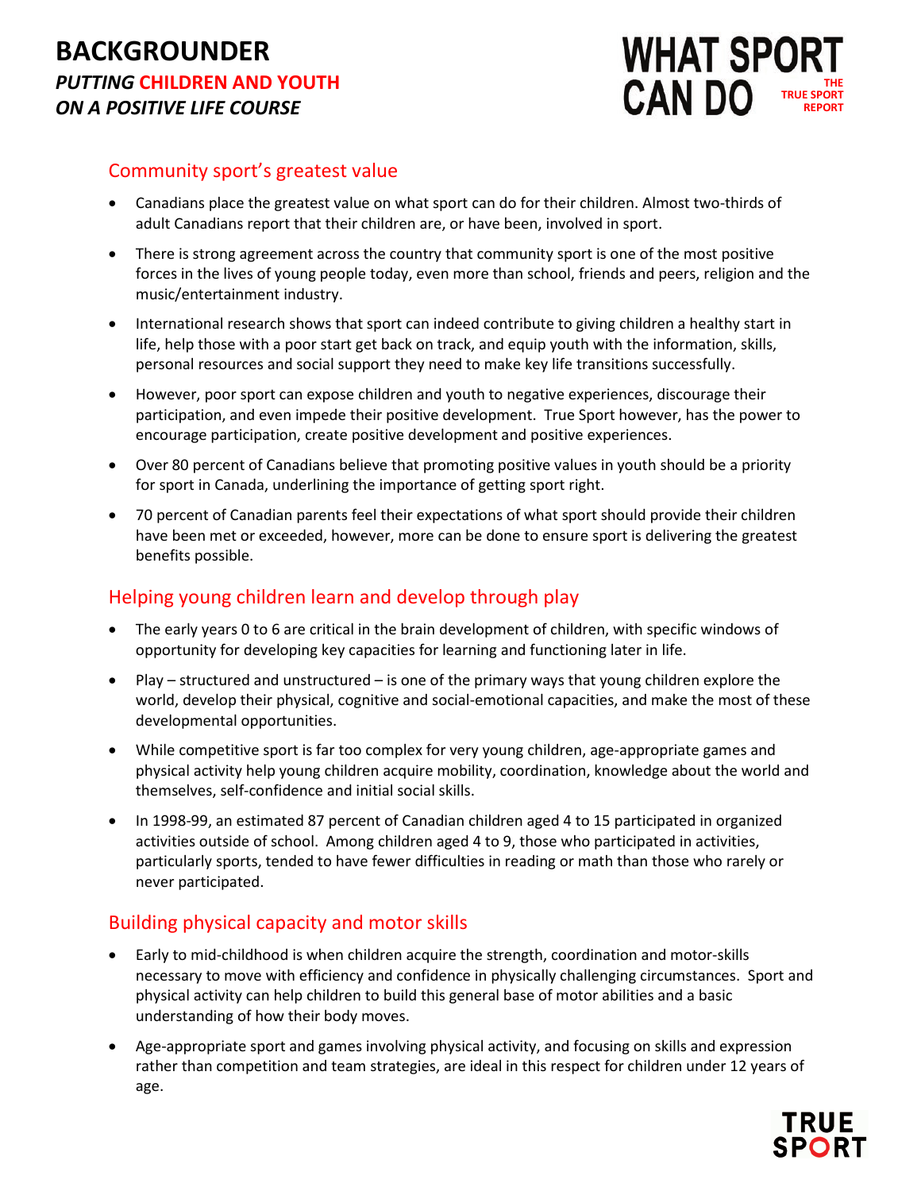# BACKGROUNDER

## *PUTTING CHILDREN AND YOUTH ON A POSITIVE LIFE COURSE*

WHAT SPORT CAN DO — THE TRUE SPORT REPORT

## Community sport's greatest value

- Canadians place the greatest value on what sport can do for their children. Almost two-thirds of adult Canadians report that their children are, or have been, involved in sport.
- There is strong agreement across the country that community sport is one of the most positive forces in the lives of young people today, even more than school, friends and peers, religion and the music/entertainment industry.
- International research shows that sport can indeed contribute to giving children a healthy start in life, help those with a poor start get back on track, and equip youth with the information, skills, personal resources and social support they need to make key life transitions successfully.
- However, poor sport can expose children and youth to negative experiences, discourage their participation, and even impede their positive development. True Sport however, has the power to encourage participation, create positive development and positive experiences.
- Over 80 percent of Canadians believe that promoting positive values in youth should be a priority for sport in Canada, underlining the importance of getting sport right.
- 70 percent of Canadian parents feel their expectations of what sport should provide their children have been met or exceeded, however, more can be done to ensure sport is delivering the greatest benefits possible.

## Helping young children learn and develop through play

- The early years 0 to 6 are critical in the brain development of children, with specific windows of opportunity for developing key capacities for learning and functioning later in life.
- Play – structured and unstructured – is one of the primary ways that young children explore the world, develop their physical, cognitive and social-emotional capacities, and make the most of these developmental opportunities.
- While competitive sport is far too complex for very young children, age-appropriate games and physical activity help young children acquire mobility, coordination, knowledge about the world and themselves, self-confidence and initial social skills.
- In 1998-99, an estimated 87 percent of Canadian children aged 4 to 15 participated in organized activities outside of school. Among children aged 4 to 9, those who participated in activities, particularly sports, tended to have fewer difficulties in reading or math than those who rarely or never participated.

## Building physical capacity and motor skills

- Early to mid-childhood is when children acquire the strength, coordination and motor-skills necessary to move with efficiency and confidence in physically challenging circumstances. Sport and physical activity can help children to build this general base of motor abilities and a basic understanding of how their body moves.
- Age-appropriate sport and games involving physical activity, and focusing on skills and expression rather than competition and team strategies, are ideal in this respect for children under 12 years of age.

TRUE SPORT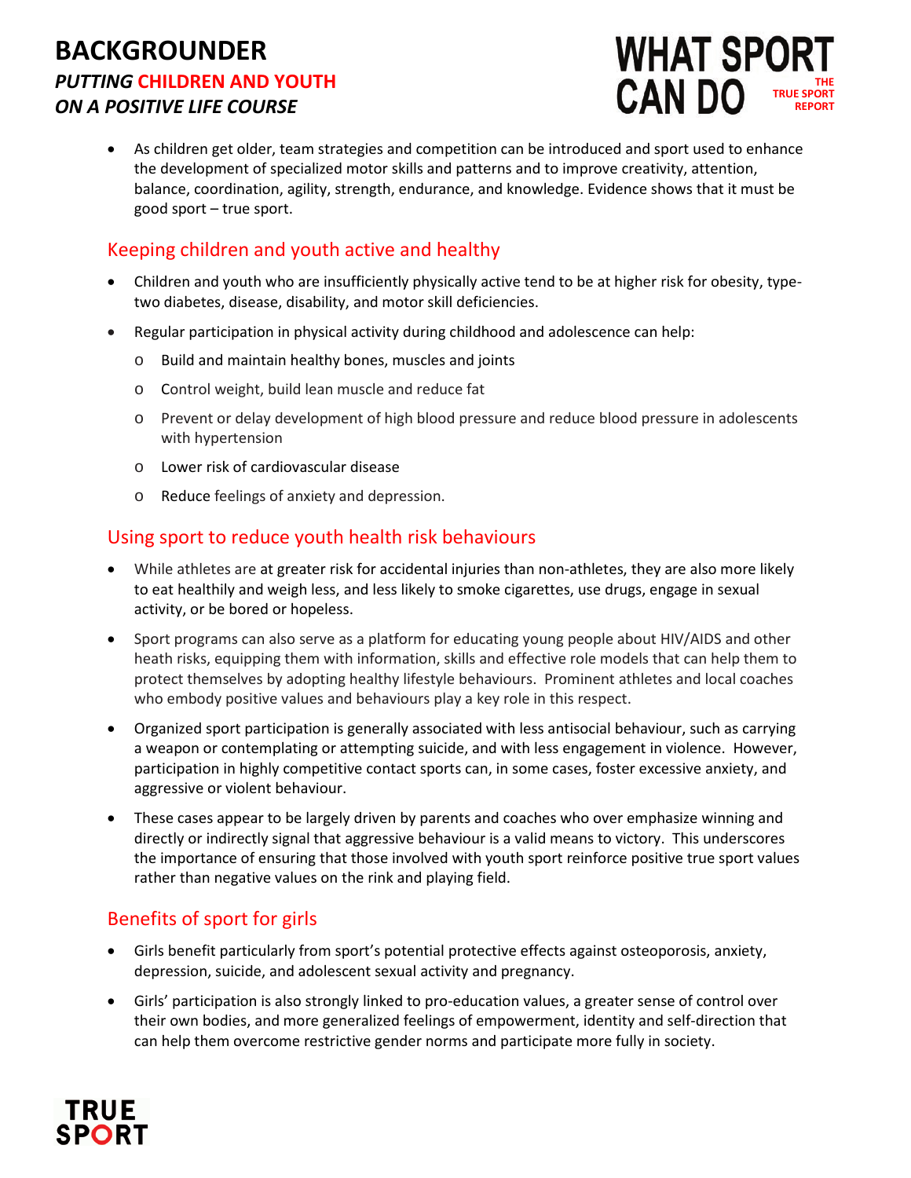- As children get older, team strategies and competition can be introduced and sport used to enhance the development of specialized motor skills and patterns and to improve creativity, attention, balance, coordination, agility, strength, endurance, and knowledge. Evidence shows that it must be good sport – true sport.

## Keeping children and youth active and healthy

- Children and youth who are insufficiently physically active tend to be at higher risk for obesity, type-two diabetes, disease, disability, and motor skill deficiencies.
- Regular participation in physical activity during childhood and adolescence can help:
  - Build and maintain healthy bones, muscles and joints
  - Control weight, build lean muscle and reduce fat
  - Prevent or delay development of high blood pressure and reduce blood pressure in adolescents with hypertension
  - Lower risk of cardiovascular disease
  - Reduce feelings of anxiety and depression.

## Using sport to reduce youth health risk behaviours

- While athletes are at greater risk for accidental injuries than non-athletes, they are also more likely to eat healthily and weigh less, and less likely to smoke cigarettes, use drugs, engage in sexual activity, or be bored or hopeless.
- Sport programs can also serve as a platform for educating young people about HIV/AIDS and other heath risks, equipping them with information, skills and effective role models that can help them to protect themselves by adopting healthy lifestyle behaviours. Prominent athletes and local coaches who embody positive values and behaviours play a key role in this respect.
- Organized sport participation is generally associated with less antisocial behaviour, such as carrying a weapon or contemplating or attempting suicide, and with less engagement in violence. However, participation in highly competitive contact sports can, in some cases, foster excessive anxiety, and aggressive or violent behaviour.
- These cases appear to be largely driven by parents and coaches who over emphasize winning and directly or indirectly signal that aggressive behaviour is a valid means to victory. This underscores the importance of ensuring that those involved with youth sport reinforce positive true sport values rather than negative values on the rink and playing field.

## Benefits of sport for girls

- Girls benefit particularly from sport's potential protective effects against osteoporosis, anxiety, depression, suicide, and adolescent sexual activity and pregnancy.
- Girls' participation is also strongly linked to pro-education values, a greater sense of control over their own bodies, and more generalized feelings of empowerment, identity and self-direction that can help them overcome restrictive gender norms and participate more fully in society.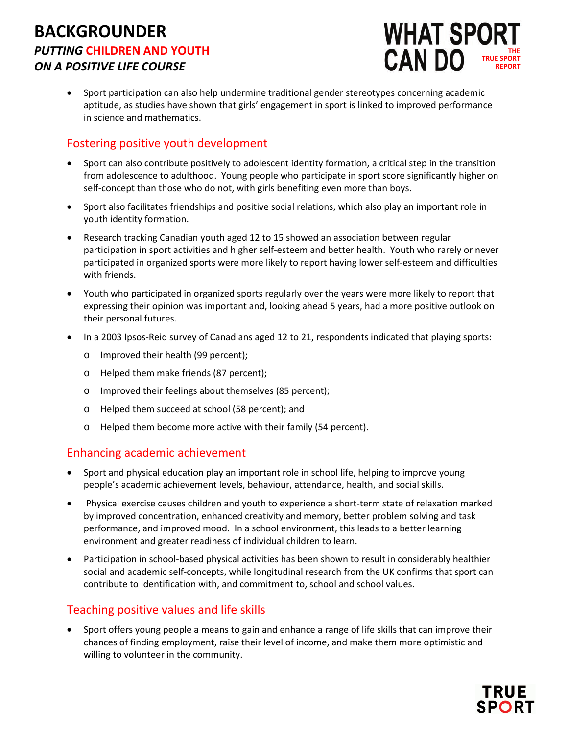- Sport participation can also help undermine traditional gender stereotypes concerning academic aptitude, as studies have shown that girls' engagement in sport is linked to improved performance in science and mathematics.

## Fostering positive youth development

- Sport can also contribute positively to adolescent identity formation, a critical step in the transition from adolescence to adulthood. Young people who participate in sport score significantly higher on self-concept than those who do not, with girls benefiting even more than boys.
- Sport also facilitates friendships and positive social relations, which also play an important role in youth identity formation.
- Research tracking Canadian youth aged 12 to 15 showed an association between regular participation in sport activities and higher self-esteem and better health. Youth who rarely or never participated in organized sports were more likely to report having lower self-esteem and difficulties with friends.
- Youth who participated in organized sports regularly over the years were more likely to report that expressing their opinion was important and, looking ahead 5 years, had a more positive outlook on their personal futures.
- In a 2003 Ipsos-Reid survey of Canadians aged 12 to 21, respondents indicated that playing sports:
  - Improved their health (99 percent);
  - Helped them make friends (87 percent);
  - Improved their feelings about themselves (85 percent);
  - Helped them succeed at school (58 percent); and
  - Helped them become more active with their family (54 percent).

## Enhancing academic achievement

- Sport and physical education play an important role in school life, helping to improve young people's academic achievement levels, behaviour, attendance, health, and social skills.
- Physical exercise causes children and youth to experience a short-term state of relaxation marked by improved concentration, enhanced creativity and memory, better problem solving and task performance, and improved mood. In a school environment, this leads to a better learning environment and greater readiness of individual children to learn.
- Participation in school-based physical activities has been shown to result in considerably healthier social and academic self-concepts, while longitudinal research from the UK confirms that sport can contribute to identification with, and commitment to, school and school values.

## Teaching positive values and life skills

- Sport offers young people a means to gain and enhance a range of life skills that can improve their chances of finding employment, raise their level of income, and make them more optimistic and willing to volunteer in the community.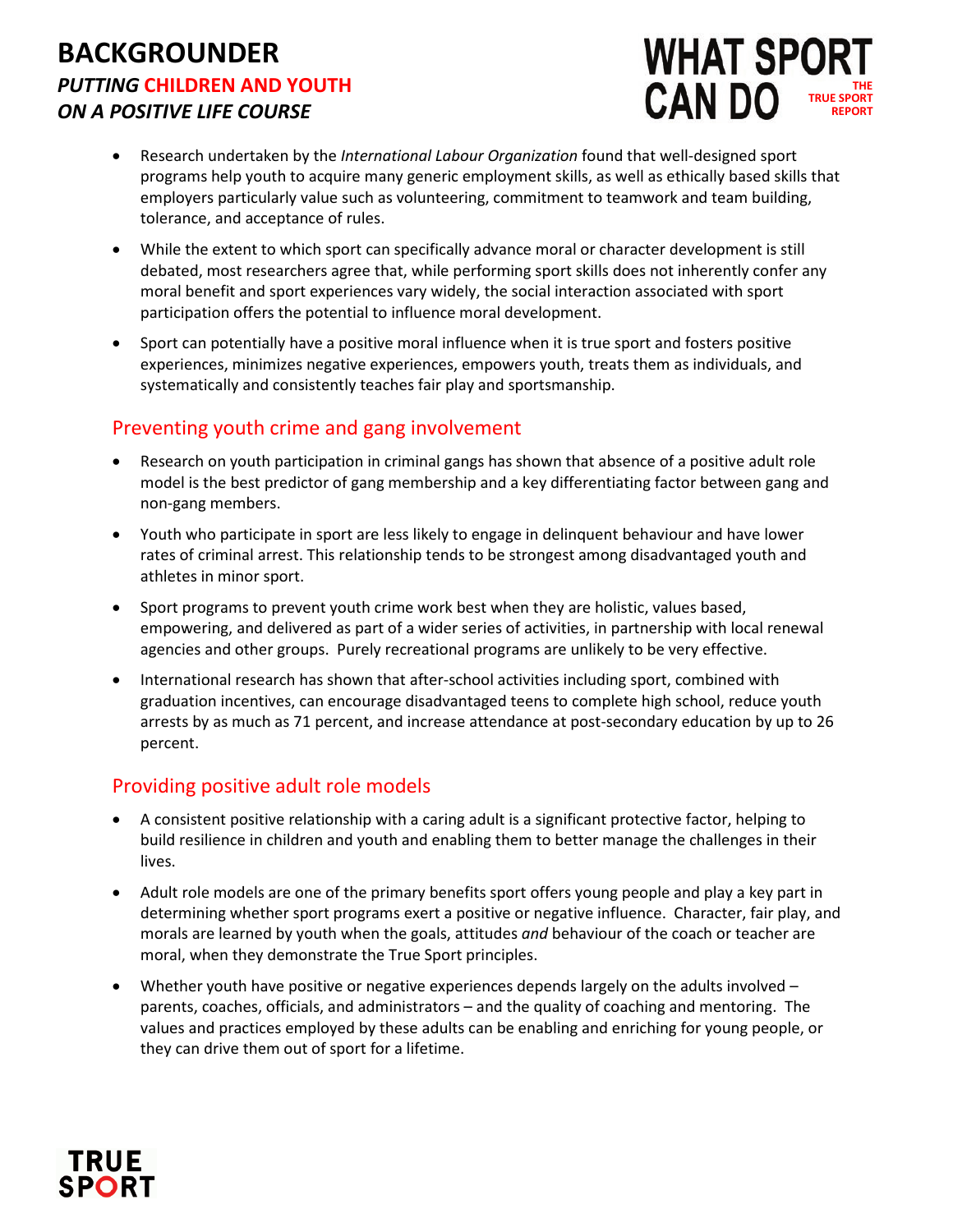- Research undertaken by the *International Labour Organization* found that well-designed sport programs help youth to acquire many generic employment skills, as well as ethically based skills that employers particularly value such as volunteering, commitment to teamwork and team building, tolerance, and acceptance of rules.
- While the extent to which sport can specifically advance moral or character development is still debated, most researchers agree that, while performing sport skills does not inherently confer any moral benefit and sport experiences vary widely, the social interaction associated with sport participation offers the potential to influence moral development.
- Sport can potentially have a positive moral influence when it is true sport and fosters positive experiences, minimizes negative experiences, empowers youth, treats them as individuals, and systematically and consistently teaches fair play and sportsmanship.

## Preventing youth crime and gang involvement

- Research on youth participation in criminal gangs has shown that absence of a positive adult role model is the best predictor of gang membership and a key differentiating factor between gang and non-gang members.
- Youth who participate in sport are less likely to engage in delinquent behaviour and have lower rates of criminal arrest. This relationship tends to be strongest among disadvantaged youth and athletes in minor sport.
- Sport programs to prevent youth crime work best when they are holistic, values based, empowering, and delivered as part of a wider series of activities, in partnership with local renewal agencies and other groups. Purely recreational programs are unlikely to be very effective.
- International research has shown that after-school activities including sport, combined with graduation incentives, can encourage disadvantaged teens to complete high school, reduce youth arrests by as much as 71 percent, and increase attendance at post-secondary education by up to 26 percent.

## Providing positive adult role models

- A consistent positive relationship with a caring adult is a significant protective factor, helping to build resilience in children and youth and enabling them to better manage the challenges in their lives.
- Adult role models are one of the primary benefits sport offers young people and play a key part in determining whether sport programs exert a positive or negative influence. Character, fair play, and morals are learned by youth when the goals, attitudes *and* behaviour of the coach or teacher are moral, when they demonstrate the True Sport principles.
- Whether youth have positive or negative experiences depends largely on the adults involved – parents, coaches, officials, and administrators – and the quality of coaching and mentoring. The values and practices employed by these adults can be enabling and enriching for young people, or they can drive them out of sport for a lifetime.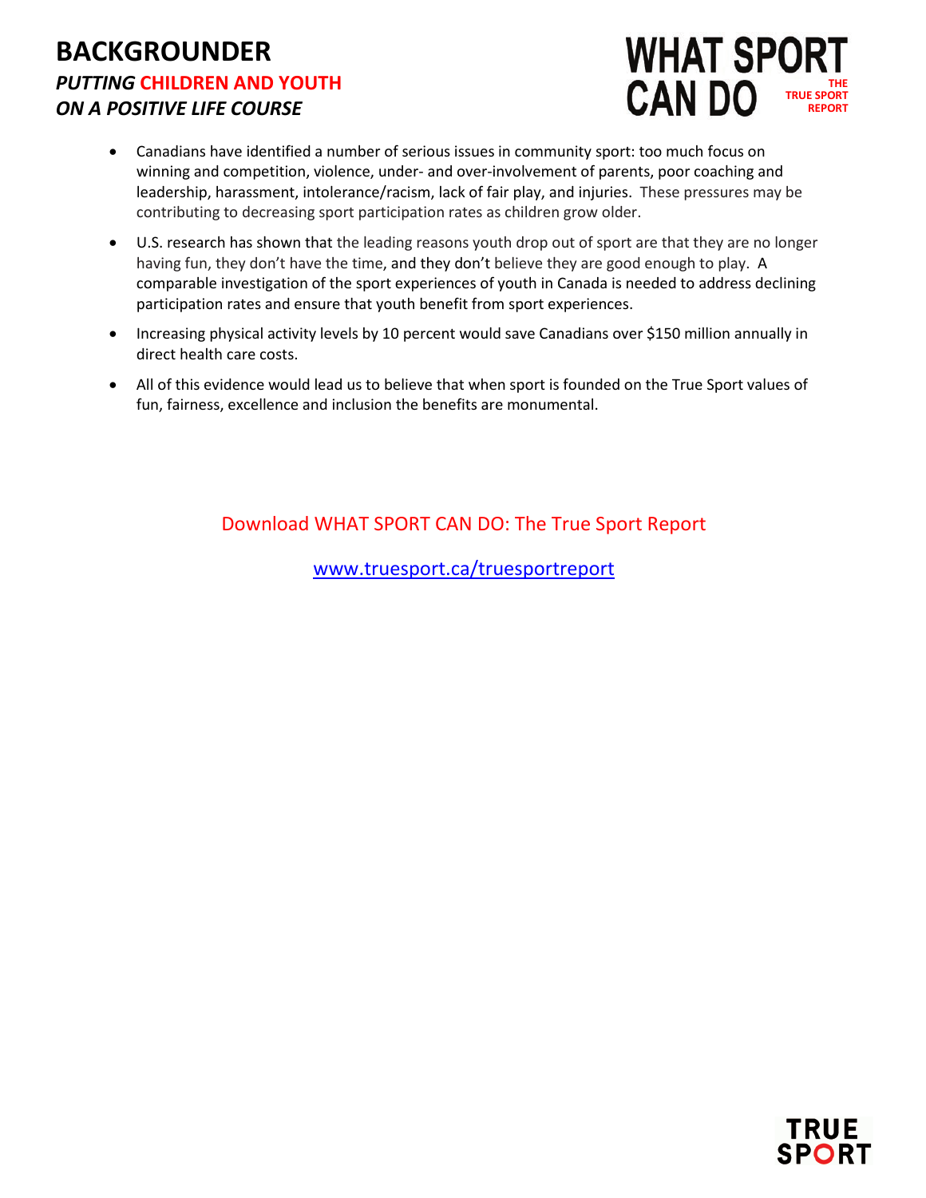- Canadians have identified a number of serious issues in community sport: too much focus on winning and competition, violence, under- and over-involvement of parents, poor coaching and leadership, harassment, intolerance/racism, lack of fair play, and injuries. These pressures may be contributing to decreasing sport participation rates as children grow older.
- U.S. research has shown that the leading reasons youth drop out of sport are that they are no longer having fun, they don't have the time, and they don't believe they are good enough to play. A comparable investigation of the sport experiences of youth in Canada is needed to address declining participation rates and ensure that youth benefit from sport experiences.
- Increasing physical activity levels by 10 percent would save Canadians over $150 million annually in direct health care costs.
- All of this evidence would lead us to believe that when sport is founded on the True Sport values of fun, fairness, excellence and inclusion the benefits are monumental.

Download WHAT SPORT CAN DO: The True Sport Report

www.truesport.ca/truesportreport